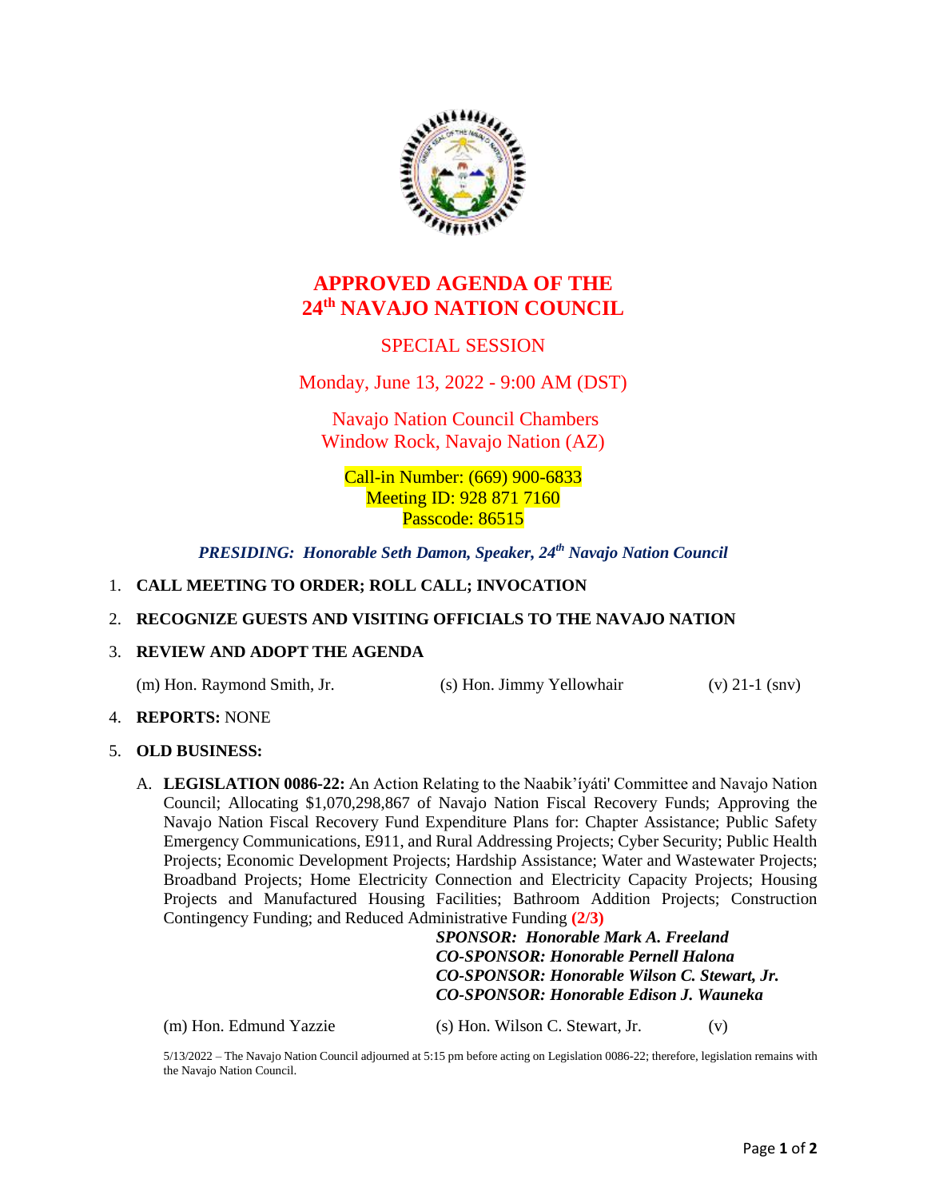# APPROVED AGENDA OF THE 24th NAVAJO NATION COUNCIL

## SPECIAL SESSION

Monday, June 13, 2022 - 9:00 AM (DST)

Navajo Nation Council Chambers
Window Rock, Navajo Nation (AZ)

Call-in Number: (669) 900-6833
Meeting ID: 928 871 7160
Passcode: 86515

***PRESIDING: Honorable Seth Damon, Speaker, 24th Navajo Nation Council***

1. **CALL MEETING TO ORDER; ROLL CALL; INVOCATION**

2. **RECOGNIZE GUESTS AND VISITING OFFICIALS TO THE NAVAJO NATION**

3. **REVIEW AND ADOPT THE AGENDA**

   (m) Hon. Raymond Smith, Jr. (s) Hon. Jimmy Yellowhair (v) 21-1 (snv)

4. **REPORTS:** NONE

5. **OLD BUSINESS:**

   A. **LEGISLATION 0086-22:** An Action Relating to the Naabik'íyáti' Committee and Navajo Nation Council; Allocating $1,070,298,867 of Navajo Nation Fiscal Recovery Funds; Approving the Navajo Nation Fiscal Recovery Fund Expenditure Plans for: Chapter Assistance; Public Safety Emergency Communications, E911, and Rural Addressing Projects; Cyber Security; Public Health Projects; Economic Development Projects; Hardship Assistance; Water and Wastewater Projects; Broadband Projects; Home Electricity Connection and Electricity Capacity Projects; Housing Projects and Manufactured Housing Facilities; Bathroom Addition Projects; Construction Contingency Funding; and Reduced Administrative Funding **(2/3)**

   ***SPONSOR: Honorable Mark A. Freeland***
   ***CO-SPONSOR: Honorable Pernell Halona***
   ***CO-SPONSOR: Honorable Wilson C. Stewart, Jr.***
   ***CO-SPONSOR: Honorable Edison J. Wauneka***

   (m) Hon. Edmund Yazzie (s) Hon. Wilson C. Stewart, Jr. (v)

   5/13/2022 – The Navajo Nation Council adjourned at 5:15 pm before acting on Legislation 0086-22; therefore, legislation remains with the Navajo Nation Council.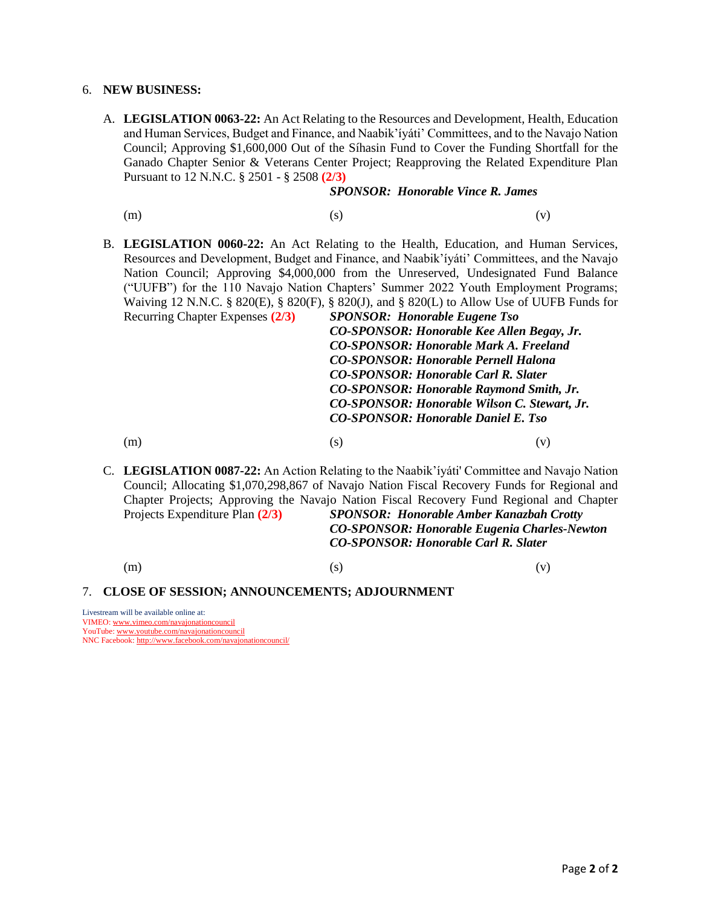6. **NEW BUSINESS:**

   A. **LEGISLATION 0063-22:** An Act Relating to the Resources and Development, Health, Education and Human Services, Budget and Finance, and Naabik'íyáti' Committees, and to the Navajo Nation Council; Approving $1,600,000 Out of the Síhasin Fund to Cover the Funding Shortfall for the Ganado Chapter Senior & Veterans Center Project; Reapproving the Related Expenditure Plan Pursuant to 12 N.N.C. § 2501 - § 2508 **(2/3)**

   ***SPONSOR: Honorable Vince R. James***

   (m) (s) (v)

   B. **LEGISLATION 0060-22:** An Act Relating to the Health, Education, and Human Services, Resources and Development, Budget and Finance, and Naabik'íyáti' Committees, and the Navajo Nation Council; Approving $4,000,000 from the Unreserved, Undesignated Fund Balance ("UUFB") for the 110 Navajo Nation Chapters' Summer 2022 Youth Employment Programs; Waiving 12 N.N.C. § 820(E), § 820(F), § 820(J), and § 820(L) to Allow Use of UUFB Funds for Recurring Chapter Expenses **(2/3)**

   ***SPONSOR: Honorable Eugene Tso***
   ***CO-SPONSOR: Honorable Kee Allen Begay, Jr.***
   ***CO-SPONSOR: Honorable Mark A. Freeland***
   ***CO-SPONSOR: Honorable Pernell Halona***
   ***CO-SPONSOR: Honorable Carl R. Slater***
   ***CO-SPONSOR: Honorable Raymond Smith, Jr.***
   ***CO-SPONSOR: Honorable Wilson C. Stewart, Jr.***
   ***CO-SPONSOR: Honorable Daniel E. Tso***

   (m) (s) (v)

   C. **LEGISLATION 0087-22:** An Action Relating to the Naabik'íyáti' Committee and Navajo Nation Council; Allocating $1,070,298,867 of Navajo Nation Fiscal Recovery Funds for Regional and Chapter Projects; Approving the Navajo Nation Fiscal Recovery Fund Regional and Chapter Projects Expenditure Plan **(2/3)**

   ***SPONSOR: Honorable Amber Kanazbah Crotty***
   ***CO-SPONSOR: Honorable Eugenia Charles-Newton***
   ***CO-SPONSOR: Honorable Carl R. Slater***

   (m) (s) (v)

7. **CLOSE OF SESSION; ANNOUNCEMENTS; ADJOURNMENT**

Livestream will be available online at:
VIMEO: www.vimeo.com/navajonationcouncil
YouTube: www.youtube.com/navajonationcouncil
NNC Facebook: http://www.facebook.com/navajonationcouncil/